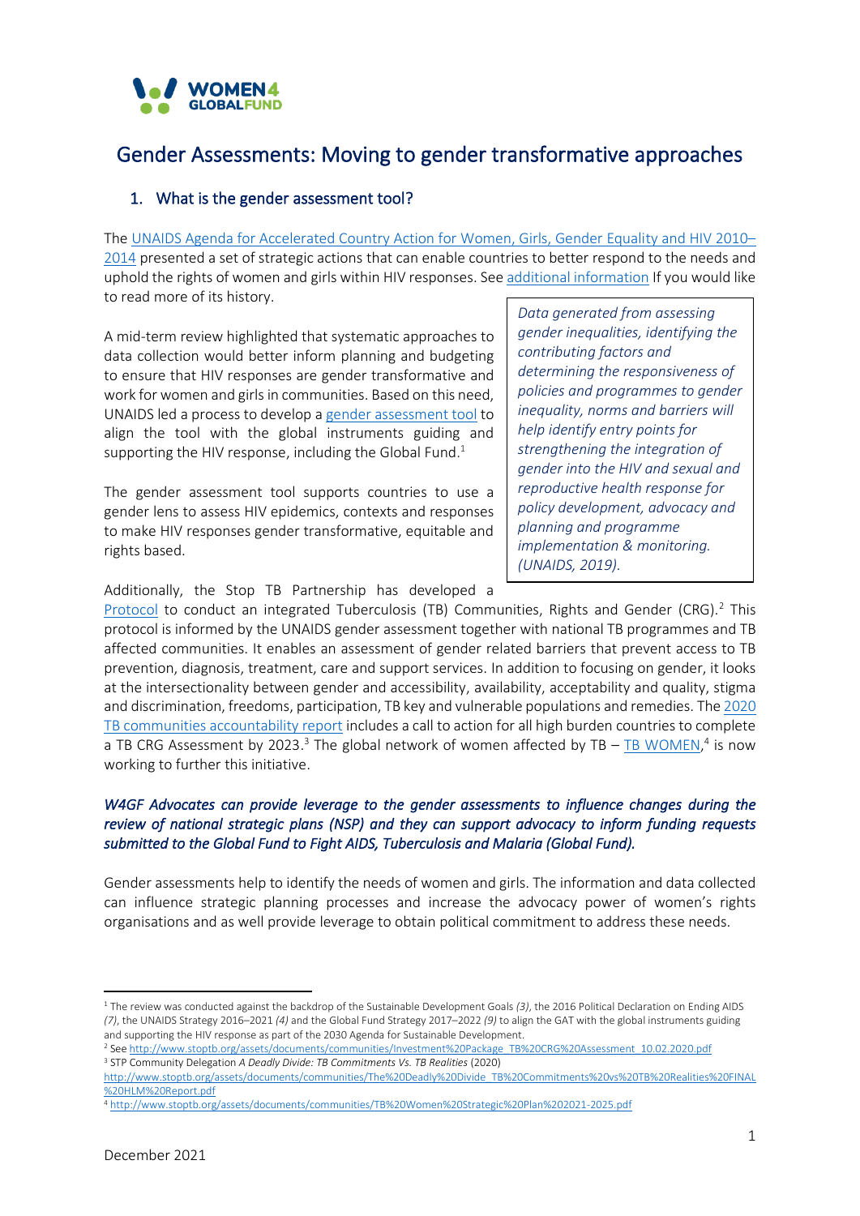# Gender Assessments: Moving to gender transformative approaches

## 1. What is the gender assessment tool?

The UNAIDS Agenda for Accelerated Country Action for Women, Girls, Gender Equality and HIV 2010–2014 presented a set of strategic actions that can enable countries to better respond to the needs and uphold the rights of women and girls within HIV responses. See additional information If you would like to read more of its history.

*Data generated from assessing gender inequalities, identifying the contributing factors and determining the responsiveness of policies and programmes to gender inequality, norms and barriers will help identify entry points for strengthening the integration of gender into the HIV and sexual and reproductive health response for policy development, advocacy and planning and programme implementation & monitoring. (UNAIDS, 2019).*

A mid-term review highlighted that systematic approaches to data collection would better inform planning and budgeting to ensure that HIV responses are gender transformative and work for women and girls in communities. Based on this need, UNAIDS led a process to develop a gender assessment tool to align the tool with the global instruments guiding and supporting the HIV response, including the Global Fund.[1]

The gender assessment tool supports countries to use a gender lens to assess HIV epidemics, contexts and responses to make HIV responses gender transformative, equitable and rights based.

Additionally, the Stop TB Partnership has developed a Protocol to conduct an integrated Tuberculosis (TB) Communities, Rights and Gender (CRG).[2] This protocol is informed by the UNAIDS gender assessment together with national TB programmes and TB affected communities. It enables an assessment of gender related barriers that prevent access to TB prevention, diagnosis, treatment, care and support services. In addition to focusing on gender, it looks at the intersectionality between gender and accessibility, availability, acceptability and quality, stigma and discrimination, freedoms, participation, TB key and vulnerable populations and remedies. The 2020 TB communities accountability report includes a call to action for all high burden countries to complete a TB CRG Assessment by 2023.[3] The global network of women affected by TB – TB WOMEN,[4] is now working to further this initiative.

***W4GF Advocates can provide leverage to the gender assessments to influence changes during the review of national strategic plans (NSP) and they can support advocacy to inform funding requests submitted to the Global Fund to Fight AIDS, Tuberculosis and Malaria (Global Fund).***

Gender assessments help to identify the needs of women and girls. The information and data collected can influence strategic planning processes and increase the advocacy power of women's rights organisations and as well provide leverage to obtain political commitment to address these needs.

---

[1] The review was conducted against the backdrop of the Sustainable Development Goals *(3)*, the 2016 Political Declaration on Ending AIDS *(7)*, the UNAIDS Strategy 2016–2021 *(4)* and the Global Fund Strategy 2017–2022 *(9)* to align the GAT with the global instruments guiding and supporting the HIV response as part of the 2030 Agenda for Sustainable Development.

[2] See http://www.stoptb.org/assets/documents/communities/Investment%20Package_TB%20CRG%20Assessment_10.02.2020.pdf

[3] STP Community Delegation *A Deadly Divide: TB Commitments Vs. TB Realities* (2020) http://www.stoptb.org/assets/documents/communities/The%20Deadly%20Divide_TB%20Commitments%20vs%20TB%20Realities%20FINAL%20HLM%20Report.pdf

[4] http://www.stoptb.org/assets/documents/communities/TB%20Women%20Strategic%20Plan%202021-2025.pdf

December 2021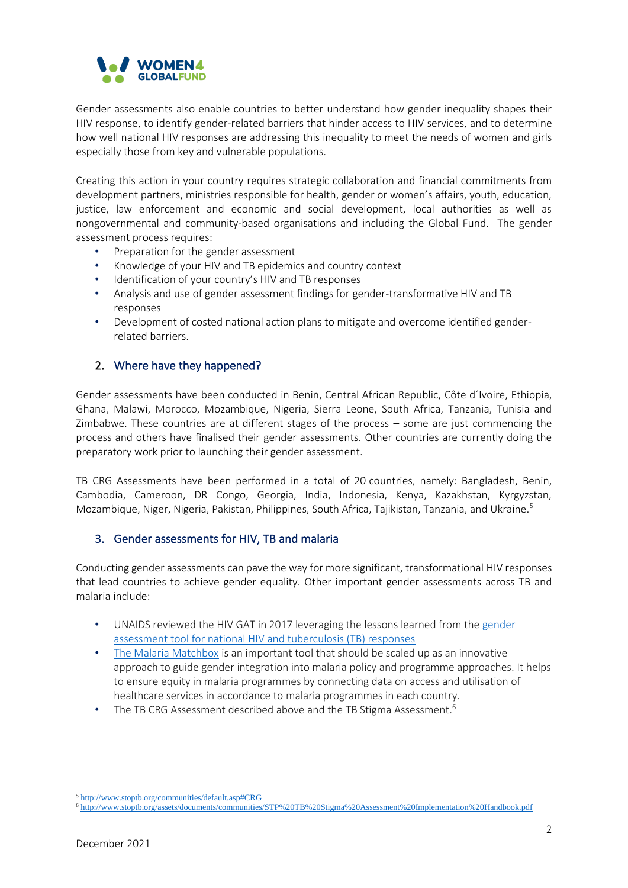Gender assessments also enable countries to better understand how gender inequality shapes their HIV response, to identify gender-related barriers that hinder access to HIV services, and to determine how well national HIV responses are addressing this inequality to meet the needs of women and girls especially those from key and vulnerable populations.

Creating this action in your country requires strategic collaboration and financial commitments from development partners, ministries responsible for health, gender or women's affairs, youth, education, justice, law enforcement and economic and social development, local authorities as well as nongovernmental and community-based organisations and including the Global Fund. The gender assessment process requires:

- Preparation for the gender assessment
- Knowledge of your HIV and TB epidemics and country context
- Identification of your country's HIV and TB responses
- Analysis and use of gender assessment findings for gender-transformative HIV and TB responses
- Development of costed national action plans to mitigate and overcome identified gender-related barriers.

## 2. Where have they happened?

Gender assessments have been conducted in Benin, Central African Republic, Côte d´Ivoire, Ethiopia, Ghana, Malawi, Morocco, Mozambique, Nigeria, Sierra Leone, South Africa, Tanzania, Tunisia and Zimbabwe. These countries are at different stages of the process – some are just commencing the process and others have finalised their gender assessments. Other countries are currently doing the preparatory work prior to launching their gender assessment.

TB CRG Assessments have been performed in a total of 20 countries, namely: Bangladesh, Benin, Cambodia, Cameroon, DR Congo, Georgia, India, Indonesia, Kenya, Kazakhstan, Kyrgyzstan, Mozambique, Niger, Nigeria, Pakistan, Philippines, South Africa, Tajikistan, Tanzania, and Ukraine.[5]

## 3. Gender assessments for HIV, TB and malaria

Conducting gender assessments can pave the way for more significant, transformational HIV responses that lead countries to achieve gender equality. Other important gender assessments across TB and malaria include:

- UNAIDS reviewed the HIV GAT in 2017 leveraging the lessons learned from the gender assessment tool for national HIV and tuberculosis (TB) responses
- The Malaria Matchbox is an important tool that should be scaled up as an innovative approach to guide gender integration into malaria policy and programme approaches. It helps to ensure equity in malaria programmes by connecting data on access and utilisation of healthcare services in accordance to malaria programmes in each country.
- The TB CRG Assessment described above and the TB Stigma Assessment.[6]

---

[5] http://www.stoptb.org/communities/default.asp#CRG

[6] http://www.stoptb.org/assets/documents/communities/STP%20TB%20Stigma%20Assessment%20Implementation%20Handbook.pdf

December 2021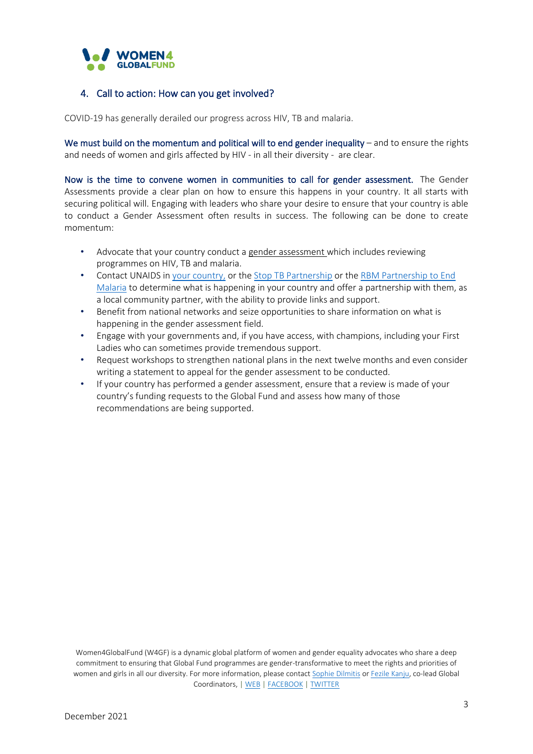## 4. Call to action: How can you get involved?

COVID-19 has generally derailed our progress across HIV, TB and malaria.

**We must build on the momentum and political will to end gender inequality** – and to ensure the rights and needs of women and girls affected by HIV - in all their diversity - are clear.

**Now is the time to convene women in communities to call for gender assessment.** The Gender Assessments provide a clear plan on how to ensure this happens in your country. It all starts with securing political will. Engaging with leaders who share your desire to ensure that your country is able to conduct a Gender Assessment often results in success. The following can be done to create momentum:

- Advocate that your country conduct a gender assessment which includes reviewing programmes on HIV, TB and malaria.
- Contact UNAIDS in your country, or the Stop TB Partnership or the RBM Partnership to End Malaria to determine what is happening in your country and offer a partnership with them, as a local community partner, with the ability to provide links and support.
- Benefit from national networks and seize opportunities to share information on what is happening in the gender assessment field.
- Engage with your governments and, if you have access, with champions, including your First Ladies who can sometimes provide tremendous support.
- Request workshops to strengthen national plans in the next twelve months and even consider writing a statement to appeal for the gender assessment to be conducted.
- If your country has performed a gender assessment, ensure that a review is made of your country's funding requests to the Global Fund and assess how many of those recommendations are being supported.

Women4GlobalFund (W4GF) is a dynamic global platform of women and gender equality advocates who share a deep commitment to ensuring that Global Fund programmes are gender-transformative to meet the rights and priorities of women and girls in all our diversity. For more information, please contact Sophie Dilmitis or Fezile Kanju, co-lead Global Coordinators, | WEB | FACEBOOK | TWITTER

December 2021